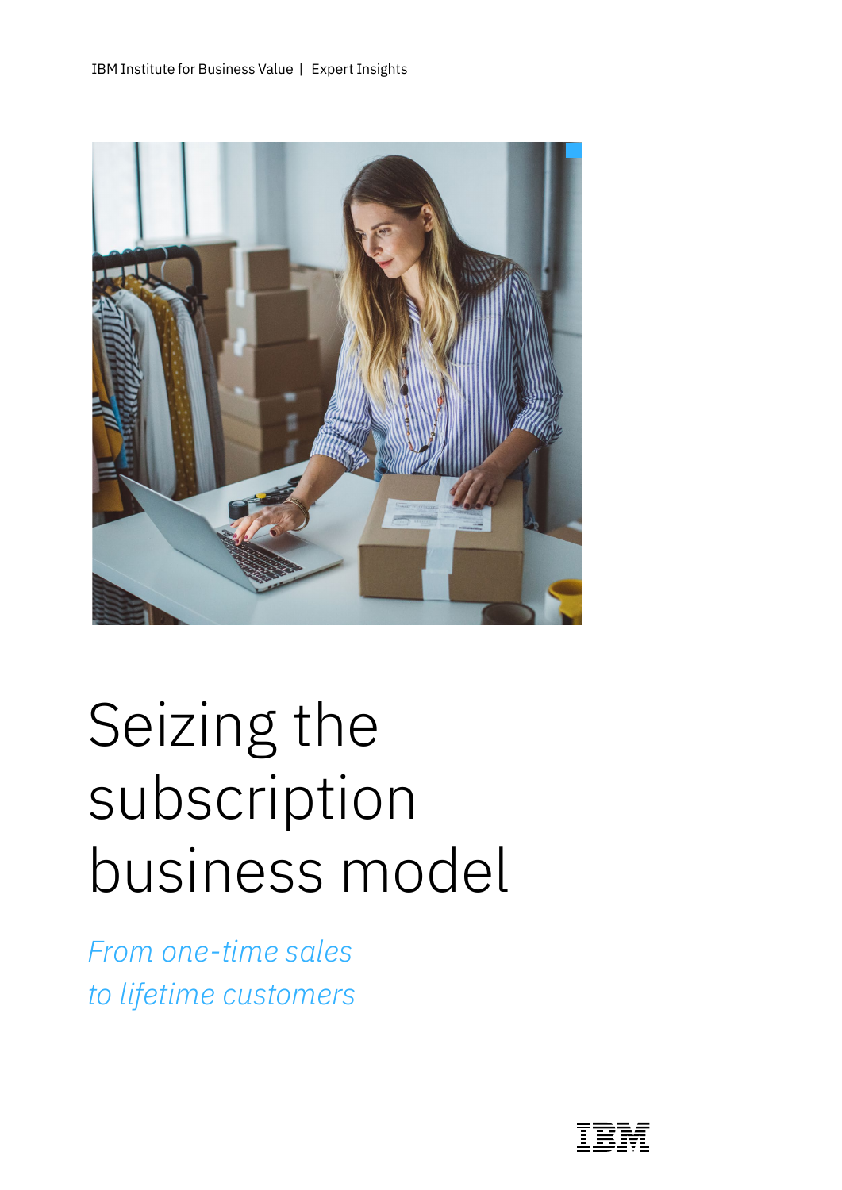IBM Institute for Business Value | Expert Insights

# Seizing the subscription business model

*From one-time sales to lifetime customers*

IBM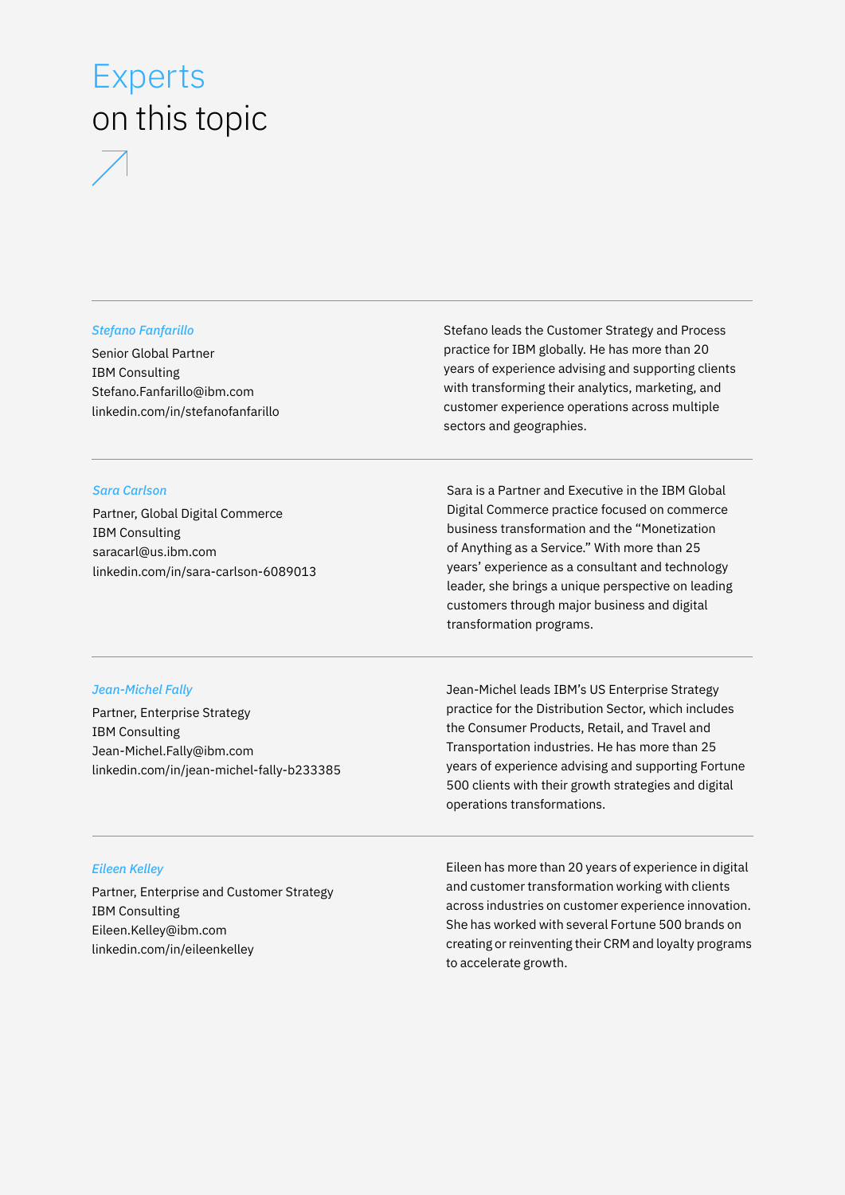# Experts on this topic

---

*Stefano Fanfarillo*

Senior Global Partner
IBM Consulting
Stefano.Fanfarillo@ibm.com
linkedin.com/in/stefanofanfarillo

Stefano leads the Customer Strategy and Process practice for IBM globally. He has more than 20 years of experience advising and supporting clients with transforming their analytics, marketing, and customer experience operations across multiple sectors and geographies.

---

*Sara Carlson*

Partner, Global Digital Commerce
IBM Consulting
saracarl@us.ibm.com
linkedin.com/in/sara-carlson-6089013

Sara is a Partner and Executive in the IBM Global Digital Commerce practice focused on commerce business transformation and the "Monetization of Anything as a Service." With more than 25 years' experience as a consultant and technology leader, she brings a unique perspective on leading customers through major business and digital transformation programs.

---

*Jean-Michel Fally*

Partner, Enterprise Strategy
IBM Consulting
Jean-Michel.Fally@ibm.com
linkedin.com/in/jean-michel-fally-b233385

Jean-Michel leads IBM's US Enterprise Strategy practice for the Distribution Sector, which includes the Consumer Products, Retail, and Travel and Transportation industries. He has more than 25 years of experience advising and supporting Fortune 500 clients with their growth strategies and digital operations transformations.

---

*Eileen Kelley*

Partner, Enterprise and Customer Strategy
IBM Consulting
Eileen.Kelley@ibm.com
linkedin.com/in/eileenkelley

Eileen has more than 20 years of experience in digital and customer transformation working with clients across industries on customer experience innovation. She has worked with several Fortune 500 brands on creating or reinventing their CRM and loyalty programs to accelerate growth.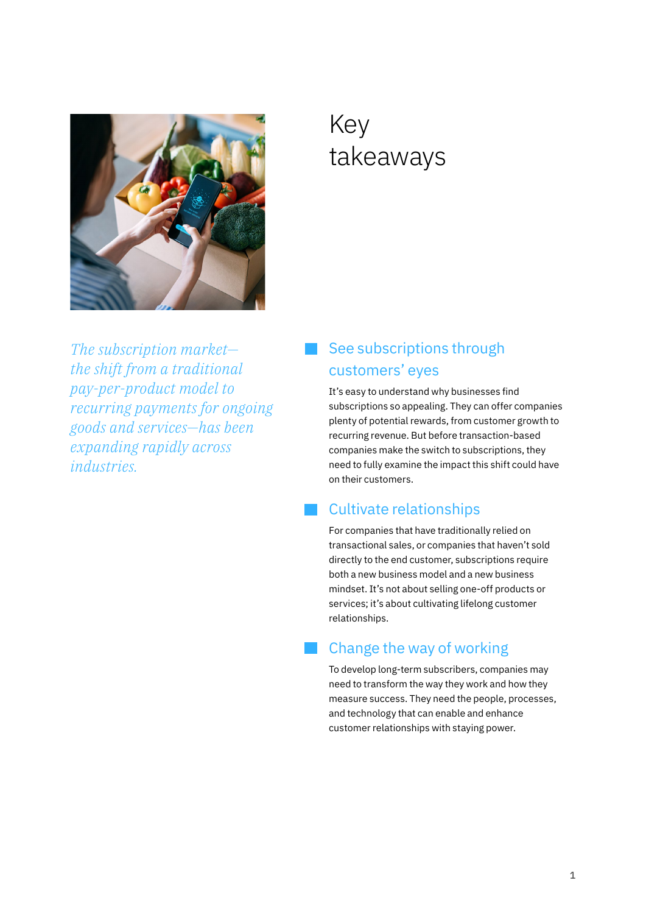# Key takeaways

*The subscription market—the shift from a traditional pay-per-product model to recurring payments for ongoing goods and services—has been expanding rapidly across industries.*

## See subscriptions through customers' eyes

It's easy to understand why businesses find subscriptions so appealing. They can offer companies plenty of potential rewards, from customer growth to recurring revenue. But before transaction-based companies make the switch to subscriptions, they need to fully examine the impact this shift could have on their customers.

## Cultivate relationships

For companies that have traditionally relied on transactional sales, or companies that haven't sold directly to the end customer, subscriptions require both a new business model and a new business mindset. It's not about selling one-off products or services; it's about cultivating lifelong customer relationships.

## Change the way of working

To develop long-term subscribers, companies may need to transform the way they work and how they measure success. They need the people, processes, and technology that can enable and enhance customer relationships with staying power.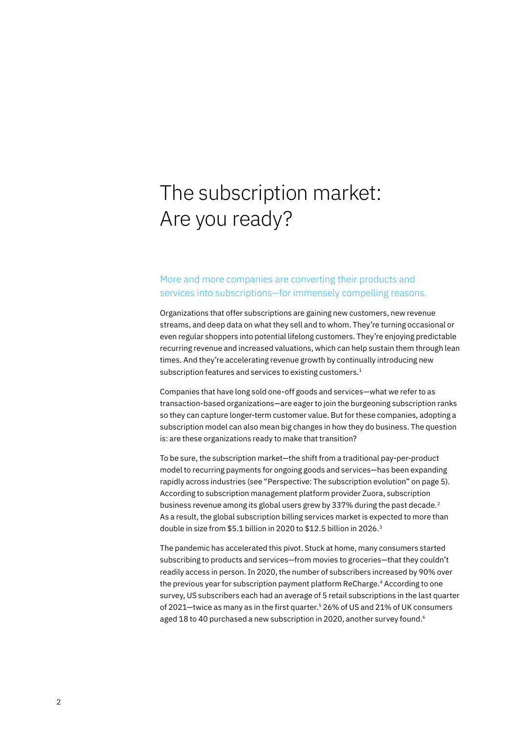# The subscription market: Are you ready?

## More and more companies are converting their products and services into subscriptions—for immensely compelling reasons.

Organizations that offer subscriptions are gaining new customers, new revenue streams, and deep data on what they sell and to whom. They're turning occasional or even regular shoppers into potential lifelong customers. They're enjoying predictable recurring revenue and increased valuations, which can help sustain them through lean times. And they're accelerating revenue growth by continually introducing new subscription features and services to existing customers.[1]

Companies that have long sold one-off goods and services—what we refer to as transaction-based organizations—are eager to join the burgeoning subscription ranks so they can capture longer-term customer value. But for these companies, adopting a subscription model can also mean big changes in how they do business. The question is: are these organizations ready to make that transition?

To be sure, the subscription market—the shift from a traditional pay-per-product model to recurring payments for ongoing goods and services—has been expanding rapidly across industries (see "Perspective: The subscription evolution" on page 5). According to subscription management platform provider Zuora, subscription business revenue among its global users grew by 337% during the past decade.[2] As a result, the global subscription billing services market is expected to more than double in size from $5.1 billion in 2020 to $12.5 billion in 2026.[3]

The pandemic has accelerated this pivot. Stuck at home, many consumers started subscribing to products and services—from movies to groceries—that they couldn't readily access in person. In 2020, the number of subscribers increased by 90% over the previous year for subscription payment platform ReCharge.[4] According to one survey, US subscribers each had an average of 5 retail subscriptions in the last quarter of 2021—twice as many as in the first quarter.[5] 26% of US and 21% of UK consumers aged 18 to 40 purchased a new subscription in 2020, another survey found.[6]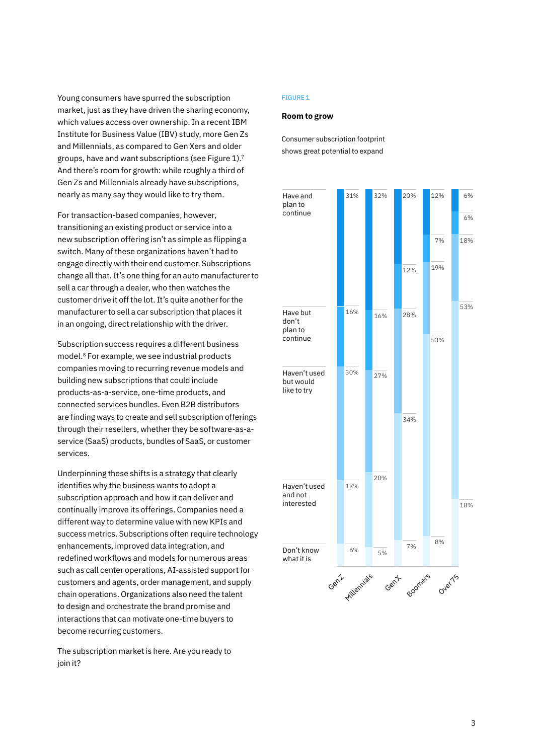Young consumers have spurred the subscription market, just as they have driven the sharing economy, which values access over ownership. In a recent IBM Institute for Business Value (IBV) study, more Gen Zs and Millennials, as compared to Gen Xers and older groups, have and want subscriptions (see Figure 1).[7] And there's room for growth: while roughly a third of Gen Zs and Millennials already have subscriptions, nearly as many say they would like to try them.

For transaction-based companies, however, transitioning an existing product or service into a new subscription offering isn't as simple as flipping a switch. Many of these organizations haven't had to engage directly with their end customer. Subscriptions change all that. It's one thing for an auto manufacturer to sell a car through a dealer, who then watches the customer drive it off the lot. It's quite another for the manufacturer to sell a car subscription that places it in an ongoing, direct relationship with the driver.

Subscription success requires a different business model.[8] For example, we see industrial products companies moving to recurring revenue models and building new subscriptions that could include products-as-a-service, one-time products, and connected services bundles. Even B2B distributors are finding ways to create and sell subscription offerings through their resellers, whether they be software-as-a-service (SaaS) products, bundles of SaaS, or customer services.

Underpinning these shifts is a strategy that clearly identifies why the business wants to adopt a subscription approach and how it can deliver and continually improve its offerings. Companies need a different way to determine value with new KPIs and success metrics. Subscriptions often require technology enhancements, improved data integration, and redefined workflows and models for numerous areas such as call center operations, AI-assisted support for customers and agents, order management, and supply chain operations. Organizations also need the talent to design and orchestrate the brand promise and interactions that can motivate one-time buyers to become recurring customers.

The subscription market is here. Are you ready to join it?

FIGURE 1

**Room to grow**

Consumer subscription footprint shows great potential to expand

| | Gen Z | Millennials | Gen X | Boomers | Over 75 |
|---|---|---|---|---|---|
| Have and plan to continue | 31% | 32% | 20% | 12% | 6% |
| Have but don't plan to continue | 16% | 16% | 12% | 7% | 6% |
| Haven't used but would like to try | 30% | 27% | 28% | 19% | 18% |
| Haven't used and not interested | 17% | 20% | 34% | 53% | 53% |
| Don't know what it is | 6% | 5% | 7% | 8% | 18% |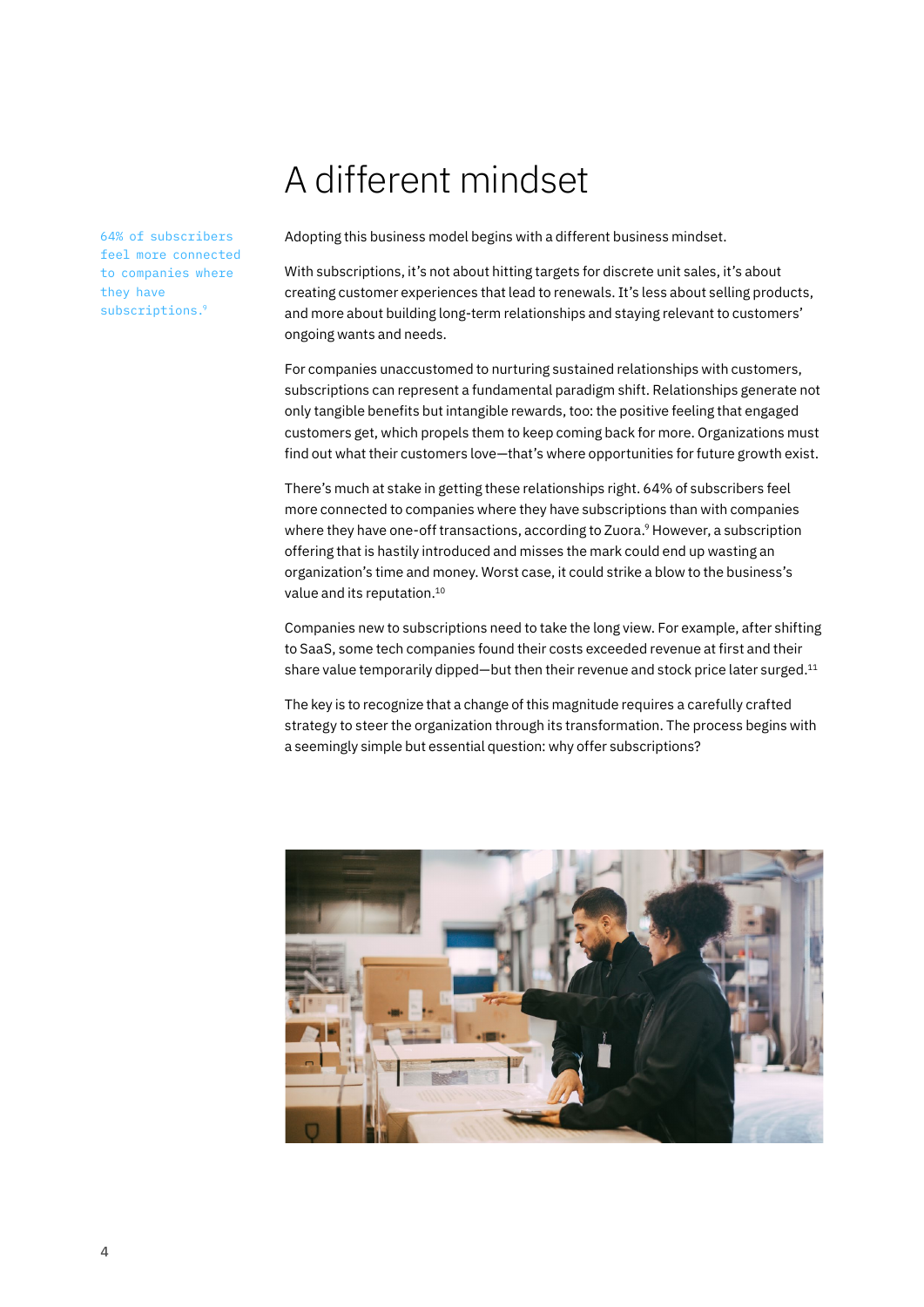# A different mindset

64% of subscribers feel more connected to companies where they have subscriptions.[9]

Adopting this business model begins with a different business mindset.

With subscriptions, it's not about hitting targets for discrete unit sales, it's about creating customer experiences that lead to renewals. It's less about selling products, and more about building long-term relationships and staying relevant to customers' ongoing wants and needs.

For companies unaccustomed to nurturing sustained relationships with customers, subscriptions can represent a fundamental paradigm shift. Relationships generate not only tangible benefits but intangible rewards, too: the positive feeling that engaged customers get, which propels them to keep coming back for more. Organizations must find out what their customers love—that's where opportunities for future growth exist.

There's much at stake in getting these relationships right. 64% of subscribers feel more connected to companies where they have subscriptions than with companies where they have one-off transactions, according to Zuora.[9] However, a subscription offering that is hastily introduced and misses the mark could end up wasting an organization's time and money. Worst case, it could strike a blow to the business's value and its reputation.[10]

Companies new to subscriptions need to take the long view. For example, after shifting to SaaS, some tech companies found their costs exceeded revenue at first and their share value temporarily dipped—but then their revenue and stock price later surged.[11]

The key is to recognize that a change of this magnitude requires a carefully crafted strategy to steer the organization through its transformation. The process begins with a seemingly simple but essential question: why offer subscriptions?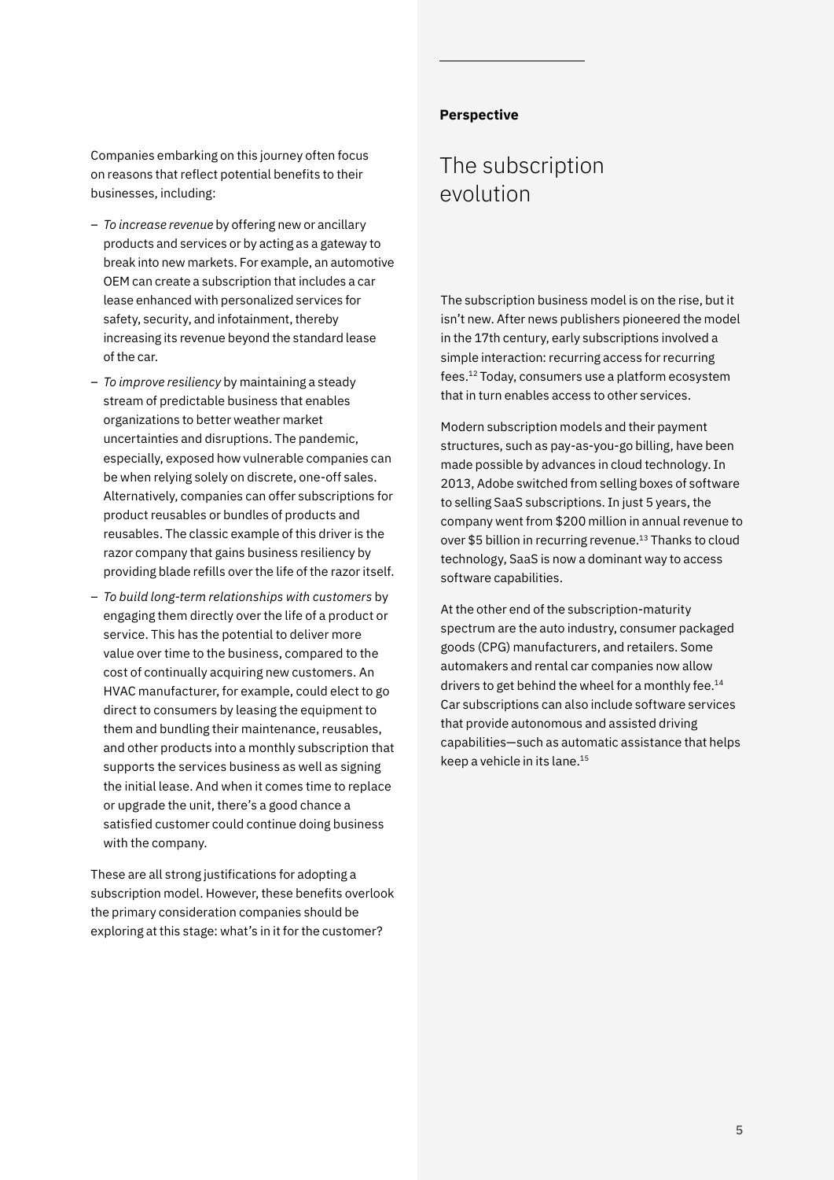Companies embarking on this journey often focus on reasons that reflect potential benefits to their businesses, including:

- *To increase revenue* by offering new or ancillary products and services or by acting as a gateway to break into new markets. For example, an automotive OEM can create a subscription that includes a car lease enhanced with personalized services for safety, security, and infotainment, thereby increasing its revenue beyond the standard lease of the car.
- *To improve resiliency* by maintaining a steady stream of predictable business that enables organizations to better weather market uncertainties and disruptions. The pandemic, especially, exposed how vulnerable companies can be when relying solely on discrete, one-off sales. Alternatively, companies can offer subscriptions for product reusables or bundles of products and reusables. The classic example of this driver is the razor company that gains business resiliency by providing blade refills over the life of the razor itself.
- *To build long-term relationships with customers* by engaging them directly over the life of a product or service. This has the potential to deliver more value over time to the business, compared to the cost of continually acquiring new customers. An HVAC manufacturer, for example, could elect to go direct to consumers by leasing the equipment to them and bundling their maintenance, reusables, and other products into a monthly subscription that supports the services business as well as signing the initial lease. And when it comes time to replace or upgrade the unit, there's a good chance a satisfied customer could continue doing business with the company.

These are all strong justifications for adopting a subscription model. However, these benefits overlook the primary consideration companies should be exploring at this stage: what's in it for the customer?

**Perspective**

## The subscription evolution

The subscription business model is on the rise, but it isn't new. After news publishers pioneered the model in the 17th century, early subscriptions involved a simple interaction: recurring access for recurring fees.[12] Today, consumers use a platform ecosystem that in turn enables access to other services.

Modern subscription models and their payment structures, such as pay-as-you-go billing, have been made possible by advances in cloud technology. In 2013, Adobe switched from selling boxes of software to selling SaaS subscriptions. In just 5 years, the company went from $200 million in annual revenue to over $5 billion in recurring revenue.[13] Thanks to cloud technology, SaaS is now a dominant way to access software capabilities.

At the other end of the subscription-maturity spectrum are the auto industry, consumer packaged goods (CPG) manufacturers, and retailers. Some automakers and rental car companies now allow drivers to get behind the wheel for a monthly fee.[14] Car subscriptions can also include software services that provide autonomous and assisted driving capabilities—such as automatic assistance that helps keep a vehicle in its lane.[15]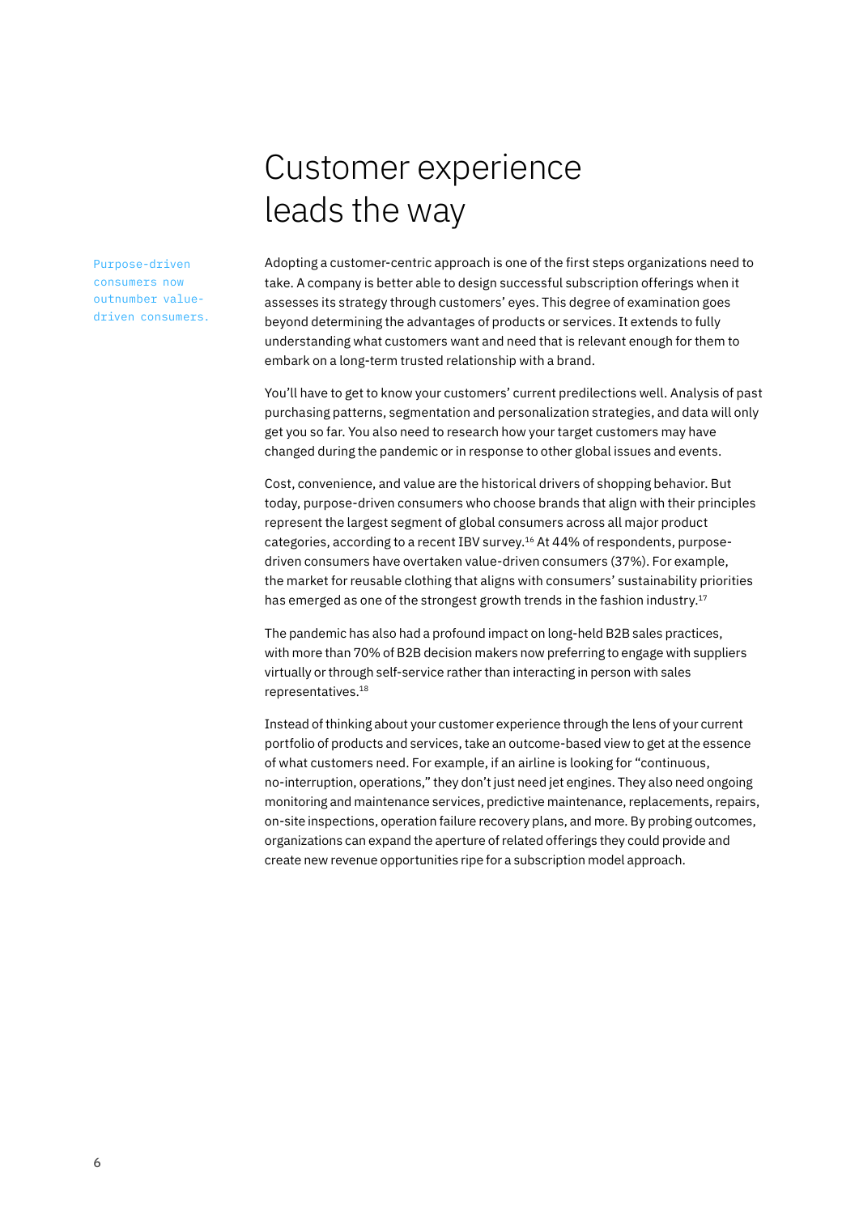# Customer experience leads the way

Purpose-driven consumers now outnumber value-driven consumers.

Adopting a customer-centric approach is one of the first steps organizations need to take. A company is better able to design successful subscription offerings when it assesses its strategy through customers' eyes. This degree of examination goes beyond determining the advantages of products or services. It extends to fully understanding what customers want and need that is relevant enough for them to embark on a long-term trusted relationship with a brand.

You'll have to get to know your customers' current predilections well. Analysis of past purchasing patterns, segmentation and personalization strategies, and data will only get you so far. You also need to research how your target customers may have changed during the pandemic or in response to other global issues and events.

Cost, convenience, and value are the historical drivers of shopping behavior. But today, purpose-driven consumers who choose brands that align with their principles represent the largest segment of global consumers across all major product categories, according to a recent IBV survey.[16] At 44% of respondents, purpose-driven consumers have overtaken value-driven consumers (37%). For example, the market for reusable clothing that aligns with consumers' sustainability priorities has emerged as one of the strongest growth trends in the fashion industry.[17]

The pandemic has also had a profound impact on long-held B2B sales practices, with more than 70% of B2B decision makers now preferring to engage with suppliers virtually or through self-service rather than interacting in person with sales representatives.[18]

Instead of thinking about your customer experience through the lens of your current portfolio of products and services, take an outcome-based view to get at the essence of what customers need. For example, if an airline is looking for "continuous, no-interruption, operations," they don't just need jet engines. They also need ongoing monitoring and maintenance services, predictive maintenance, replacements, repairs, on-site inspections, operation failure recovery plans, and more. By probing outcomes, organizations can expand the aperture of related offerings they could provide and create new revenue opportunities ripe for a subscription model approach.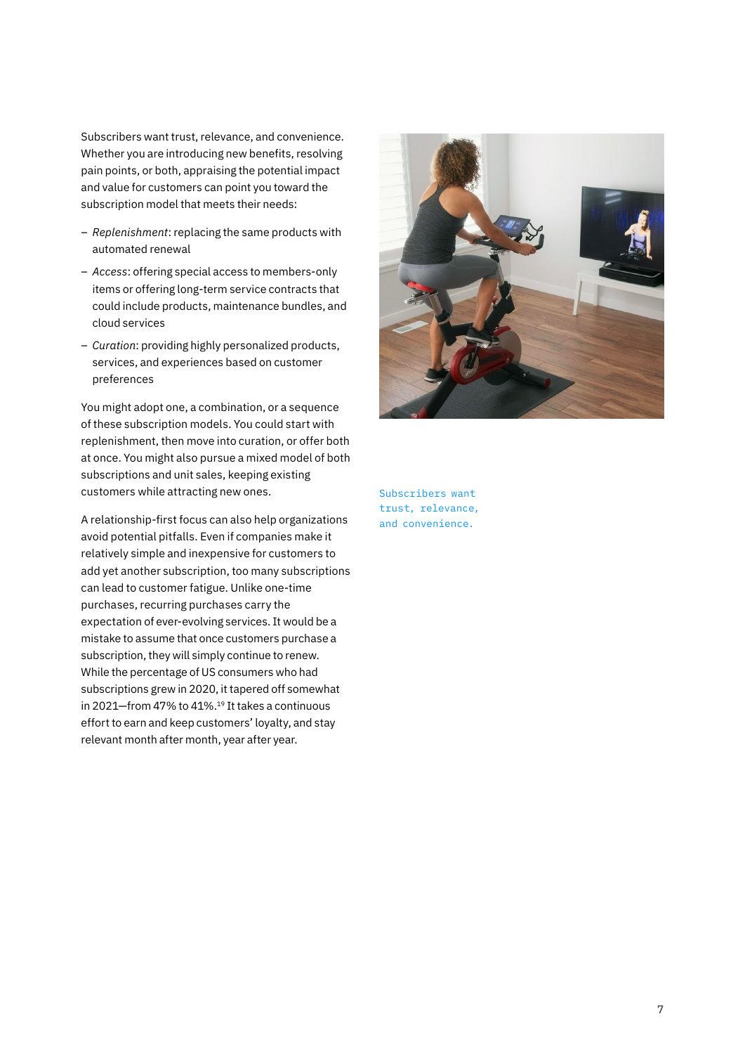Subscribers want trust, relevance, and convenience. Whether you are introducing new benefits, resolving pain points, or both, appraising the potential impact and value for customers can point you toward the subscription model that meets their needs:

- *Replenishment*: replacing the same products with automated renewal
- *Access*: offering special access to members-only items or offering long-term service contracts that could include products, maintenance bundles, and cloud services
- *Curation*: providing highly personalized products, services, and experiences based on customer preferences

You might adopt one, a combination, or a sequence of these subscription models. You could start with replenishment, then move into curation, or offer both at once. You might also pursue a mixed model of both subscriptions and unit sales, keeping existing customers while attracting new ones.

A relationship-first focus can also help organizations avoid potential pitfalls. Even if companies make it relatively simple and inexpensive for customers to add yet another subscription, too many subscriptions can lead to customer fatigue. Unlike one-time purchases, recurring purchases carry the expectation of ever-evolving services. It would be a mistake to assume that once customers purchase a subscription, they will simply continue to renew. While the percentage of US consumers who had subscriptions grew in 2020, it tapered off somewhat in 2021—from 47% to 41%.[19] It takes a continuous effort to earn and keep customers' loyalty, and stay relevant month after month, year after year.

Subscribers want trust, relevance, and convenience.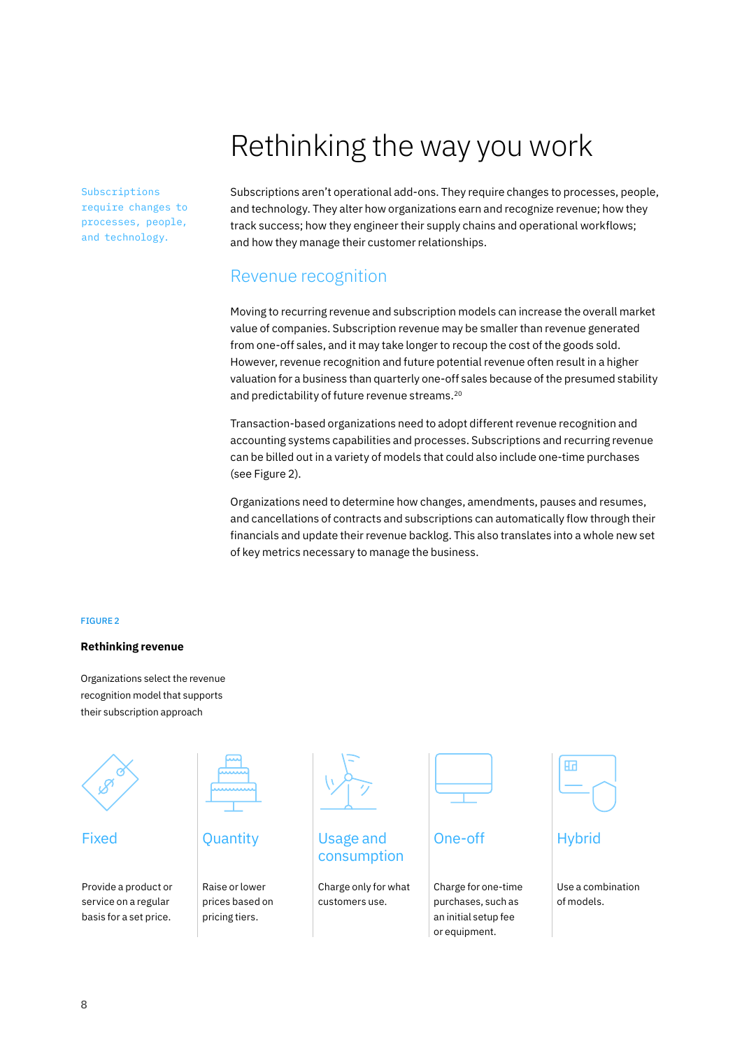# Rethinking the way you work

Subscriptions require changes to processes, people, and technology.

Subscriptions aren't operational add-ons. They require changes to processes, people, and technology. They alter how organizations earn and recognize revenue; how they track success; how they engineer their supply chains and operational workflows; and how they manage their customer relationships.

## Revenue recognition

Moving to recurring revenue and subscription models can increase the overall market value of companies. Subscription revenue may be smaller than revenue generated from one-off sales, and it may take longer to recoup the cost of the goods sold. However, revenue recognition and future potential revenue often result in a higher valuation for a business than quarterly one-off sales because of the presumed stability and predictability of future revenue streams.[20]

Transaction-based organizations need to adopt different revenue recognition and accounting systems capabilities and processes. Subscriptions and recurring revenue can be billed out in a variety of models that could also include one-time purchases (see Figure 2).

Organizations need to determine how changes, amendments, pauses and resumes, and cancellations of contracts and subscriptions can automatically flow through their financials and update their revenue backlog. This also translates into a whole new set of key metrics necessary to manage the business.

FIGURE 2

**Rethinking revenue**

Organizations select the revenue recognition model that supports their subscription approach

### Fixed

Provide a product or service on a regular basis for a set price.

### Quantity

Raise or lower prices based on pricing tiers.

### Usage and consumption

Charge only for what customers use.

### One-off

Charge for one-time purchases, such as an initial setup fee or equipment.

### Hybrid

Use a combination of models.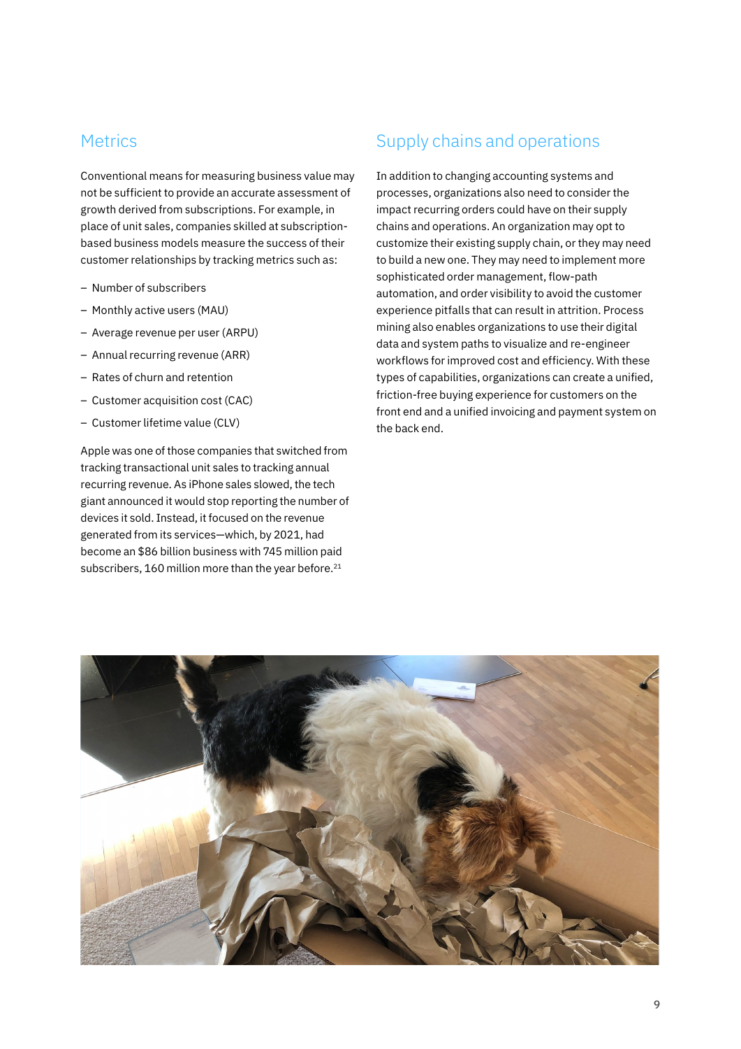## Metrics

Conventional means for measuring business value may not be sufficient to provide an accurate assessment of growth derived from subscriptions. For example, in place of unit sales, companies skilled at subscription-based business models measure the success of their customer relationships by tracking metrics such as:

- Number of subscribers
- Monthly active users (MAU)
- Average revenue per user (ARPU)
- Annual recurring revenue (ARR)
- Rates of churn and retention
- Customer acquisition cost (CAC)
- Customer lifetime value (CLV)

Apple was one of those companies that switched from tracking transactional unit sales to tracking annual recurring revenue. As iPhone sales slowed, the tech giant announced it would stop reporting the number of devices it sold. Instead, it focused on the revenue generated from its services—which, by 2021, had become an $86 billion business with 745 million paid subscribers, 160 million more than the year before.[21]

## Supply chains and operations

In addition to changing accounting systems and processes, organizations also need to consider the impact recurring orders could have on their supply chains and operations. An organization may opt to customize their existing supply chain, or they may need to build a new one. They may need to implement more sophisticated order management, flow-path automation, and order visibility to avoid the customer experience pitfalls that can result in attrition. Process mining also enables organizations to use their digital data and system paths to visualize and re-engineer workflows for improved cost and efficiency. With these types of capabilities, organizations can create a unified, friction-free buying experience for customers on the front end and a unified invoicing and payment system on the back end.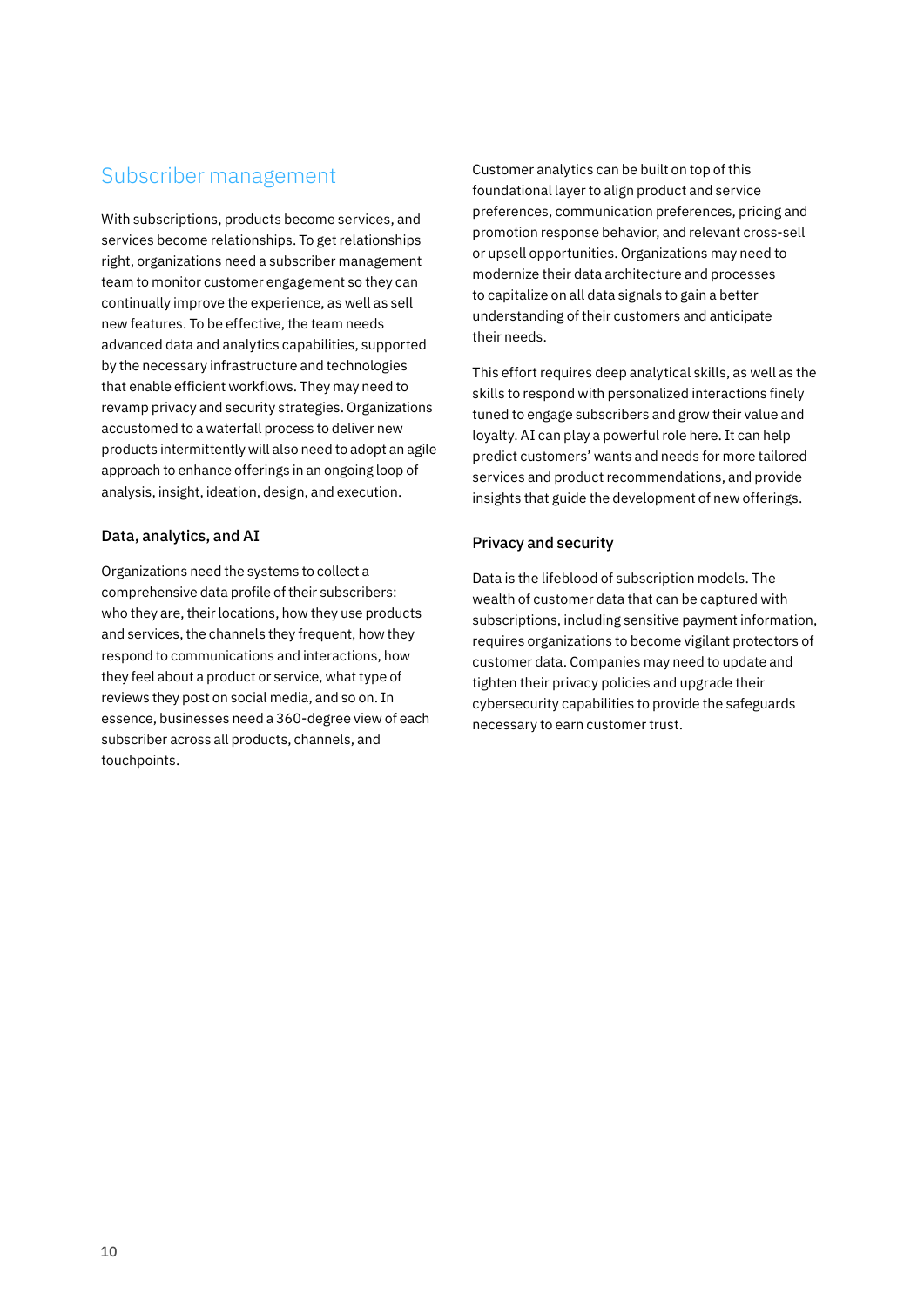## Subscriber management

With subscriptions, products become services, and services become relationships. To get relationships right, organizations need a subscriber management team to monitor customer engagement so they can continually improve the experience, as well as sell new features. To be effective, the team needs advanced data and analytics capabilities, supported by the necessary infrastructure and technologies that enable efficient workflows. They may need to revamp privacy and security strategies. Organizations accustomed to a waterfall process to deliver new products intermittently will also need to adopt an agile approach to enhance offerings in an ongoing loop of analysis, insight, ideation, design, and execution.

### Data, analytics, and AI

Organizations need the systems to collect a comprehensive data profile of their subscribers: who they are, their locations, how they use products and services, the channels they frequent, how they respond to communications and interactions, how they feel about a product or service, what type of reviews they post on social media, and so on. In essence, businesses need a 360-degree view of each subscriber across all products, channels, and touchpoints.

Customer analytics can be built on top of this foundational layer to align product and service preferences, communication preferences, pricing and promotion response behavior, and relevant cross-sell or upsell opportunities. Organizations may need to modernize their data architecture and processes to capitalize on all data signals to gain a better understanding of their customers and anticipate their needs.

This effort requires deep analytical skills, as well as the skills to respond with personalized interactions finely tuned to engage subscribers and grow their value and loyalty. AI can play a powerful role here. It can help predict customers' wants and needs for more tailored services and product recommendations, and provide insights that guide the development of new offerings.

### Privacy and security

Data is the lifeblood of subscription models. The wealth of customer data that can be captured with subscriptions, including sensitive payment information, requires organizations to become vigilant protectors of customer data. Companies may need to update and tighten their privacy policies and upgrade their cybersecurity capabilities to provide the safeguards necessary to earn customer trust.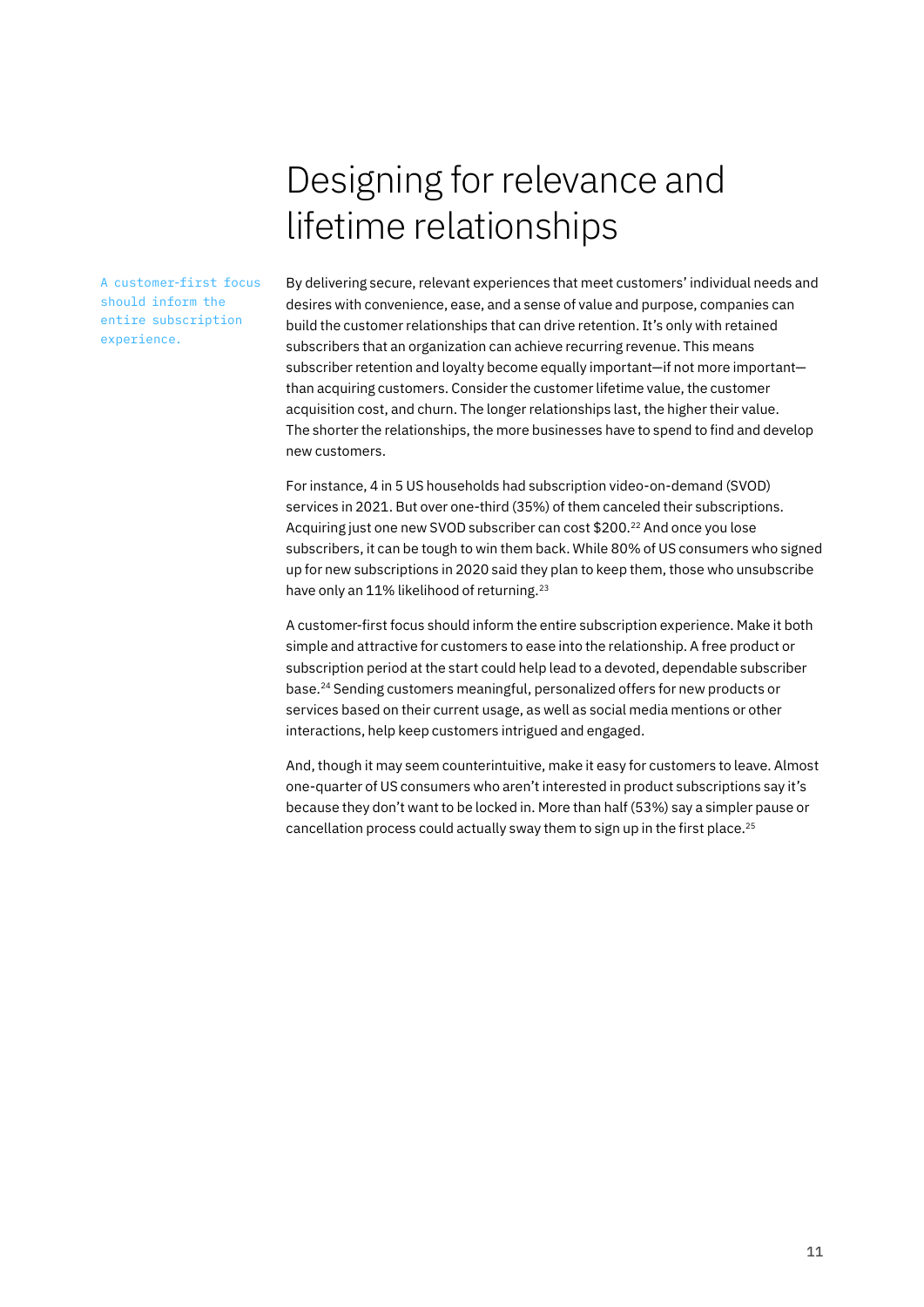# Designing for relevance and lifetime relationships

A customer-first focus should inform the entire subscription experience.

By delivering secure, relevant experiences that meet customers' individual needs and desires with convenience, ease, and a sense of value and purpose, companies can build the customer relationships that can drive retention. It's only with retained subscribers that an organization can achieve recurring revenue. This means subscriber retention and loyalty become equally important—if not more important—than acquiring customers. Consider the customer lifetime value, the customer acquisition cost, and churn. The longer relationships last, the higher their value. The shorter the relationships, the more businesses have to spend to find and develop new customers.

For instance, 4 in 5 US households had subscription video-on-demand (SVOD) services in 2021. But over one-third (35%) of them canceled their subscriptions. Acquiring just one new SVOD subscriber can cost $200.[22] And once you lose subscribers, it can be tough to win them back. While 80% of US consumers who signed up for new subscriptions in 2020 said they plan to keep them, those who unsubscribe have only an 11% likelihood of returning.[23]

A customer-first focus should inform the entire subscription experience. Make it both simple and attractive for customers to ease into the relationship. A free product or subscription period at the start could help lead to a devoted, dependable subscriber base.[24] Sending customers meaningful, personalized offers for new products or services based on their current usage, as well as social media mentions or other interactions, help keep customers intrigued and engaged.

And, though it may seem counterintuitive, make it easy for customers to leave. Almost one-quarter of US consumers who aren't interested in product subscriptions say it's because they don't want to be locked in. More than half (53%) say a simpler pause or cancellation process could actually sway them to sign up in the first place.[25]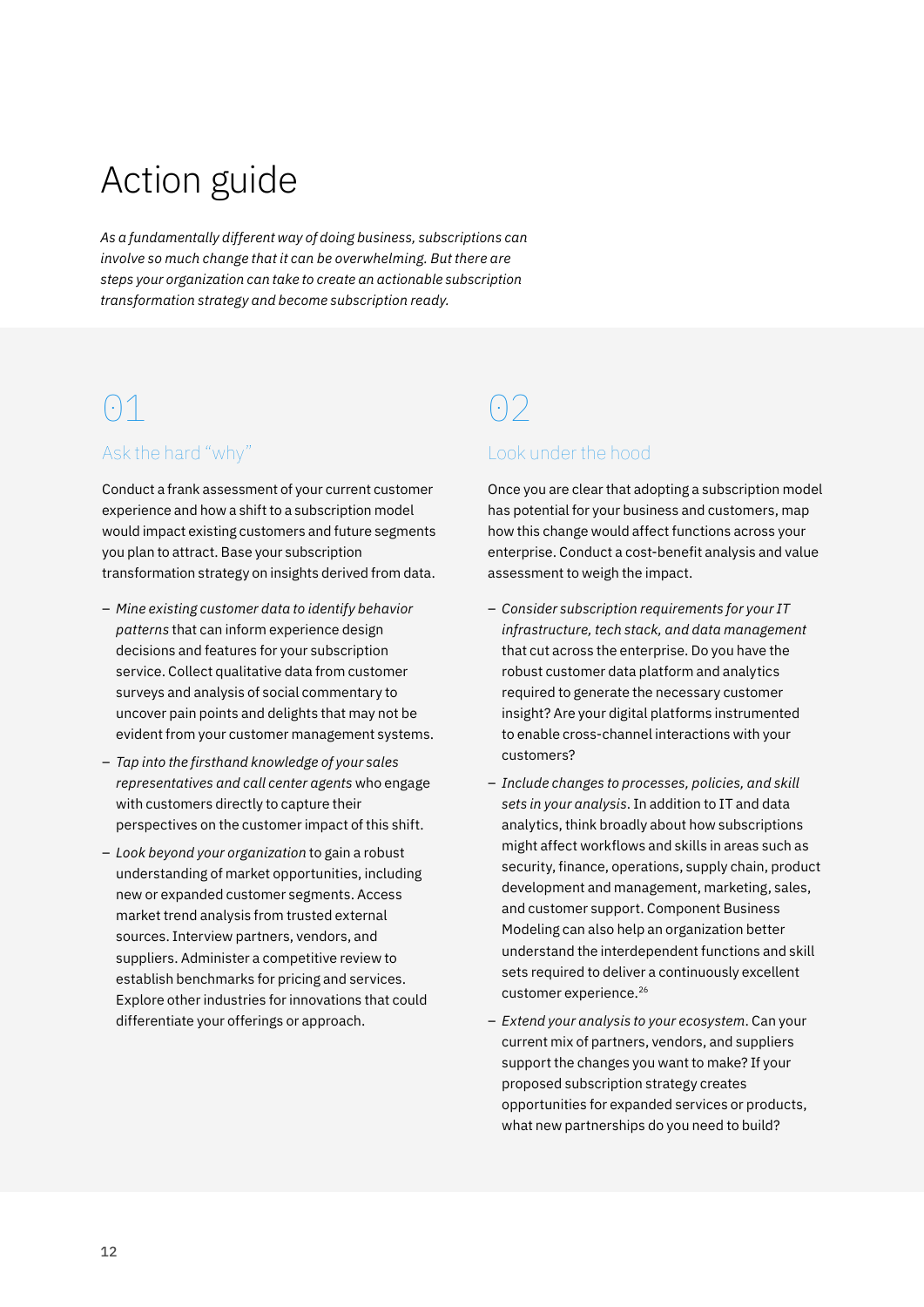# Action guide

*As a fundamentally different way of doing business, subscriptions can involve so much change that it can be overwhelming. But there are steps your organization can take to create an actionable subscription transformation strategy and become subscription ready.*

## 01

### Ask the hard "why"

Conduct a frank assessment of your current customer experience and how a shift to a subscription model would impact existing customers and future segments you plan to attract. Base your subscription transformation strategy on insights derived from data.

- *Mine existing customer data to identify behavior patterns* that can inform experience design decisions and features for your subscription service. Collect qualitative data from customer surveys and analysis of social commentary to uncover pain points and delights that may not be evident from your customer management systems.
- *Tap into the firsthand knowledge of your sales representatives and call center agents* who engage with customers directly to capture their perspectives on the customer impact of this shift.
- *Look beyond your organization* to gain a robust understanding of market opportunities, including new or expanded customer segments. Access market trend analysis from trusted external sources. Interview partners, vendors, and suppliers. Administer a competitive review to establish benchmarks for pricing and services. Explore other industries for innovations that could differentiate your offerings or approach.

## 02

### Look under the hood

Once you are clear that adopting a subscription model has potential for your business and customers, map how this change would affect functions across your enterprise. Conduct a cost-benefit analysis and value assessment to weigh the impact.

- *Consider subscription requirements for your IT infrastructure, tech stack, and data management* that cut across the enterprise. Do you have the robust customer data platform and analytics required to generate the necessary customer insight? Are your digital platforms instrumented to enable cross-channel interactions with your customers?
- *Include changes to processes, policies, and skill sets in your analysis*. In addition to IT and data analytics, think broadly about how subscriptions might affect workflows and skills in areas such as security, finance, operations, supply chain, product development and management, marketing, sales, and customer support. Component Business Modeling can also help an organization better understand the interdependent functions and skill sets required to deliver a continuously excellent customer experience.[26]
- *Extend your analysis to your ecosystem*. Can your current mix of partners, vendors, and suppliers support the changes you want to make? If your proposed subscription strategy creates opportunities for expanded services or products, what new partnerships do you need to build?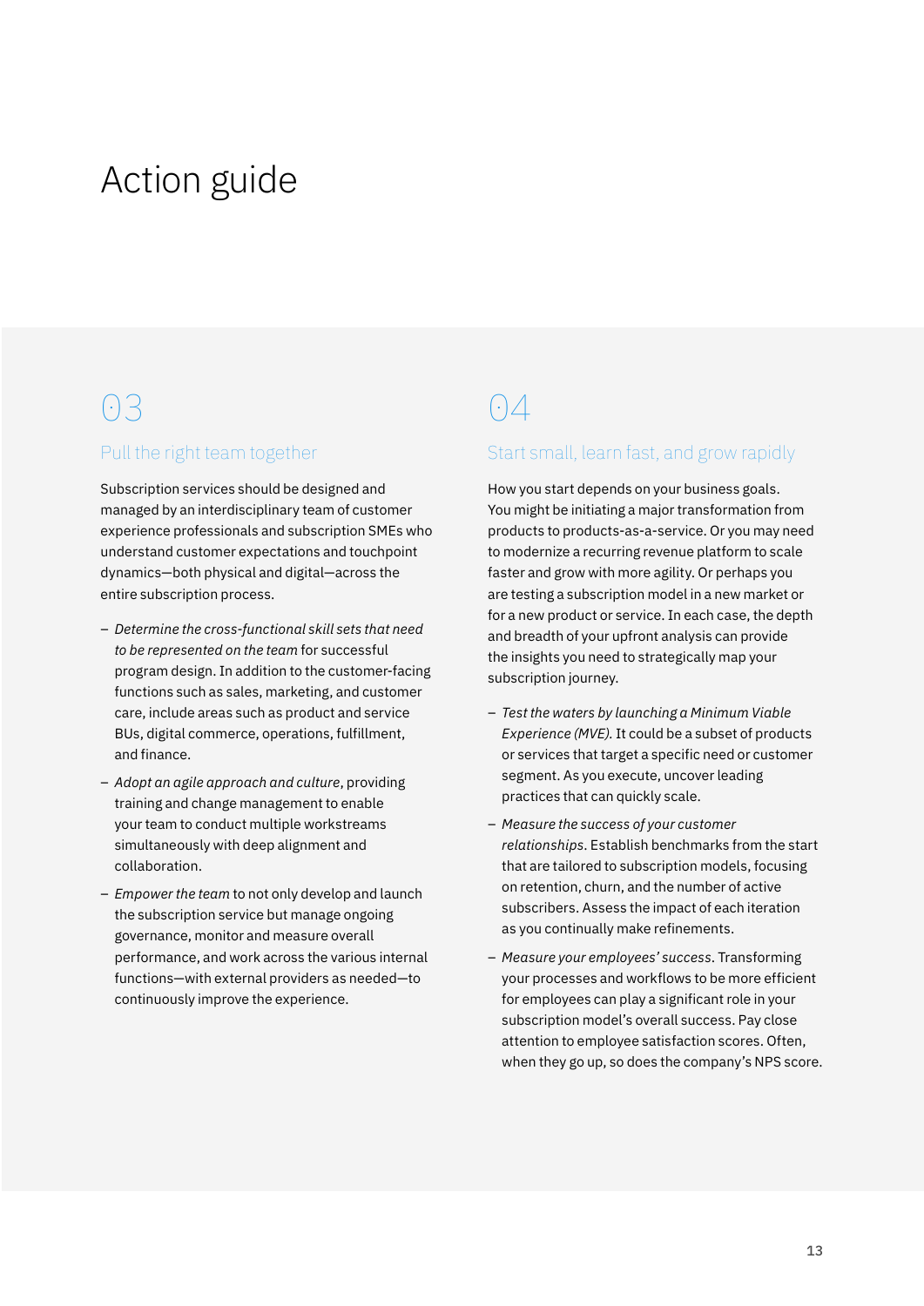# Action guide

## 03

### Pull the right team together

Subscription services should be designed and managed by an interdisciplinary team of customer experience professionals and subscription SMEs who understand customer expectations and touchpoint dynamics—both physical and digital—across the entire subscription process.

- *Determine the cross-functional skill sets that need to be represented on the team* for successful program design. In addition to the customer-facing functions such as sales, marketing, and customer care, include areas such as product and service BUs, digital commerce, operations, fulfillment, and finance.
- *Adopt an agile approach and culture*, providing training and change management to enable your team to conduct multiple workstreams simultaneously with deep alignment and collaboration.
- *Empower the team* to not only develop and launch the subscription service but manage ongoing governance, monitor and measure overall performance, and work across the various internal functions—with external providers as needed—to continuously improve the experience.

## 04

### Start small, learn fast, and grow rapidly

How you start depends on your business goals. You might be initiating a major transformation from products to products-as-a-service. Or you may need to modernize a recurring revenue platform to scale faster and grow with more agility. Or perhaps you are testing a subscription model in a new market or for a new product or service. In each case, the depth and breadth of your upfront analysis can provide the insights you need to strategically map your subscription journey.

- *Test the waters by launching a Minimum Viable Experience (MVE).* It could be a subset of products or services that target a specific need or customer segment. As you execute, uncover leading practices that can quickly scale.
- *Measure the success of your customer relationships*. Establish benchmarks from the start that are tailored to subscription models, focusing on retention, churn, and the number of active subscribers. Assess the impact of each iteration as you continually make refinements.
- *Measure your employees' success*. Transforming your processes and workflows to be more efficient for employees can play a significant role in your subscription model's overall success. Pay close attention to employee satisfaction scores. Often, when they go up, so does the company's NPS score.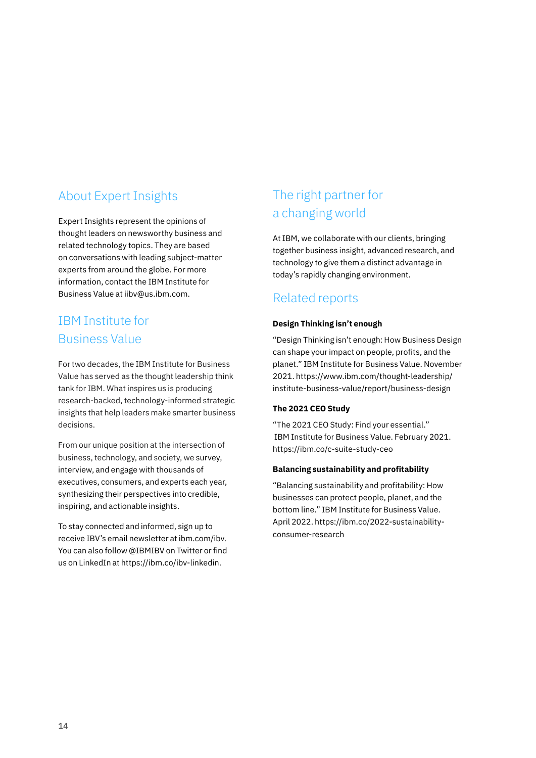## About Expert Insights

Expert Insights represent the opinions of thought leaders on newsworthy business and related technology topics. They are based on conversations with leading subject-matter experts from around the globe. For more information, contact the IBM Institute for Business Value at iibv@us.ibm.com.

## IBM Institute for Business Value

For two decades, the IBM Institute for Business Value has served as the thought leadership think tank for IBM. What inspires us is producing research-backed, technology-informed strategic insights that help leaders make smarter business decisions.

From our unique position at the intersection of business, technology, and society, we survey, interview, and engage with thousands of executives, consumers, and experts each year, synthesizing their perspectives into credible, inspiring, and actionable insights.

To stay connected and informed, sign up to receive IBV's email newsletter at ibm.com/ibv. You can also follow @IBMIBV on Twitter or find us on LinkedIn at https://ibm.co/ibv-linkedin.

## The right partner for a changing world

At IBM, we collaborate with our clients, bringing together business insight, advanced research, and technology to give them a distinct advantage in today's rapidly changing environment.

## Related reports

**Design Thinking isn't enough**

"Design Thinking isn't enough: How Business Design can shape your impact on people, profits, and the planet." IBM Institute for Business Value. November 2021. https://www.ibm.com/thought-leadership/institute-business-value/report/business-design

**The 2021 CEO Study**

"The 2021 CEO Study: Find your essential." IBM Institute for Business Value. February 2021. https://ibm.co/c-suite-study-ceo

**Balancing sustainability and profitability**

"Balancing sustainability and profitability: How businesses can protect people, planet, and the bottom line." IBM Institute for Business Value. April 2022. https://ibm.co/2022-sustainability-consumer-research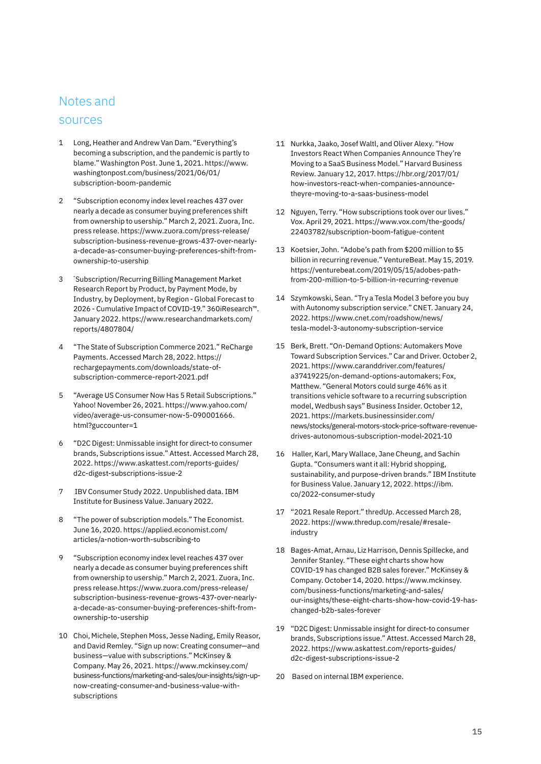## Notes and sources

1. Long, Heather and Andrew Van Dam. "Everything's becoming a subscription, and the pandemic is partly to blame." Washington Post. June 1, 2021. https://www.washingtonpost.com/business/2021/06/01/subscription-boom-pandemic

2. "Subscription economy index level reaches 437 over nearly a decade as consumer buying preferences shift from ownership to usership." March 2, 2021. Zuora, Inc. press release. https://www.zuora.com/press-release/subscription-business-revenue-grows-437-over-nearly-a-decade-as-consumer-buying-preferences-shift-from-ownership-to-usership

3. "Subscription/Recurring Billing Management Market Research Report by Product, by Payment Mode, by Industry, by Deployment, by Region - Global Forecast to 2026 - Cumulative Impact of COVID-19." 360iResearch™. January 2022. https://www.researchandmarkets.com/reports/4807804/

4. "The State of Subscription Commerce 2021." ReCharge Payments. Accessed March 28, 2022. https://rechargepayments.com/downloads/state-of-subscription-commerce-report-2021.pdf

5. "Average US Consumer Now Has 5 Retail Subscriptions." Yahoo! November 26, 2021. https://www.yahoo.com/video/average-us-consumer-now-5-090001666.html?guccounter=1

6. "D2C Digest: Unmissable insight for direct-to consumer brands, Subscriptions issue." Attest. Accessed March 28, 2022. https://www.askattest.com/reports-guides/d2c-digest-subscriptions-issue-2

7. IBV Consumer Study 2022. Unpublished data. IBM Institute for Business Value. January 2022.

8. "The power of subscription models." The Economist. June 16, 2020. https://applied.economist.com/articles/a-notion-worth-subscribing-to

9. "Subscription economy index level reaches 437 over nearly a decade as consumer buying preferences shift from ownership to usership." March 2, 2021. Zuora, Inc. press release.https://www.zuora.com/press-release/subscription-business-revenue-grows-437-over-nearly-a-decade-as-consumer-buying-preferences-shift-from-ownership-to-usership

10. Choi, Michele, Stephen Moss, Jesse Nading, Emily Reasor, and David Remley. "Sign up now: Creating consumer—and business—value with subscriptions." McKinsey & Company. May 26, 2021. https://www.mckinsey.com/business-functions/marketing-and-sales/our-insights/sign-up-now-creating-consumer-and-business-value-with-subscriptions

11. Nurkka, Jaako, Josef Waltl, and Oliver Alexy. "How Investors React When Companies Announce They're Moving to a SaaS Business Model." Harvard Business Review. January 12, 2017. https://hbr.org/2017/01/how-investors-react-when-companies-announce-theyre-moving-to-a-saas-business-model

12. Nguyen, Terry. "How subscriptions took over our lives." Vox. April 29, 2021. https://www.vox.com/the-goods/22403782/subscription-boom-fatigue-content

13. Koetsier, John. "Adobe's path from $200 million to $5 billion in recurring revenue." VentureBeat. May 15, 2019. https://venturebeat.com/2019/05/15/adobes-path-from-200-million-to-5-billion-in-recurring-revenue

14. Szymkowski, Sean. "Try a Tesla Model 3 before you buy with Autonomy subscription service." CNET. January 24, 2022. https://www.cnet.com/roadshow/news/tesla-model-3-autonomy-subscription-service

15. Berk, Brett. "On-Demand Options: Automakers Move Toward Subscription Services." Car and Driver. October 2, 2021. https://www.caranddriver.com/features/a37419225/on-demand-options-automakers; Fox, Matthew. "General Motors could surge 46% as it transitions vehicle software to a recurring subscription model, Wedbush says" Business Insider. October 12, 2021. https://markets.businessinsider.com/news/stocks/general-motors-stock-price-software-revenue-drives-autonomous-subscription-model-2021-10

16. Haller, Karl, Mary Wallace, Jane Cheung, and Sachin Gupta. "Consumers want it all: Hybrid shopping, sustainability, and purpose-driven brands." IBM Institute for Business Value. January 12, 2022. https://ibm.co/2022-consumer-study

17. "2021 Resale Report." thredUp. Accessed March 28, 2022. https://www.thredup.com/resale/#resale-industry

18. Bages-Amat, Arnau, Liz Harrison, Dennis Spillecke, and Jennifer Stanley. "These eight charts show how COVID-19 has changed B2B sales forever." McKinsey & Company. October 14, 2020. https://www.mckinsey.com/business-functions/marketing-and-sales/our-insights/these-eight-charts-show-how-covid-19-has-changed-b2b-sales-forever

19. "D2C Digest: Unmissable insight for direct-to consumer brands, Subscriptions issue." Attest. Accessed March 28, 2022. https://www.askattest.com/reports-guides/d2c-digest-subscriptions-issue-2

20. Based on internal IBM experience.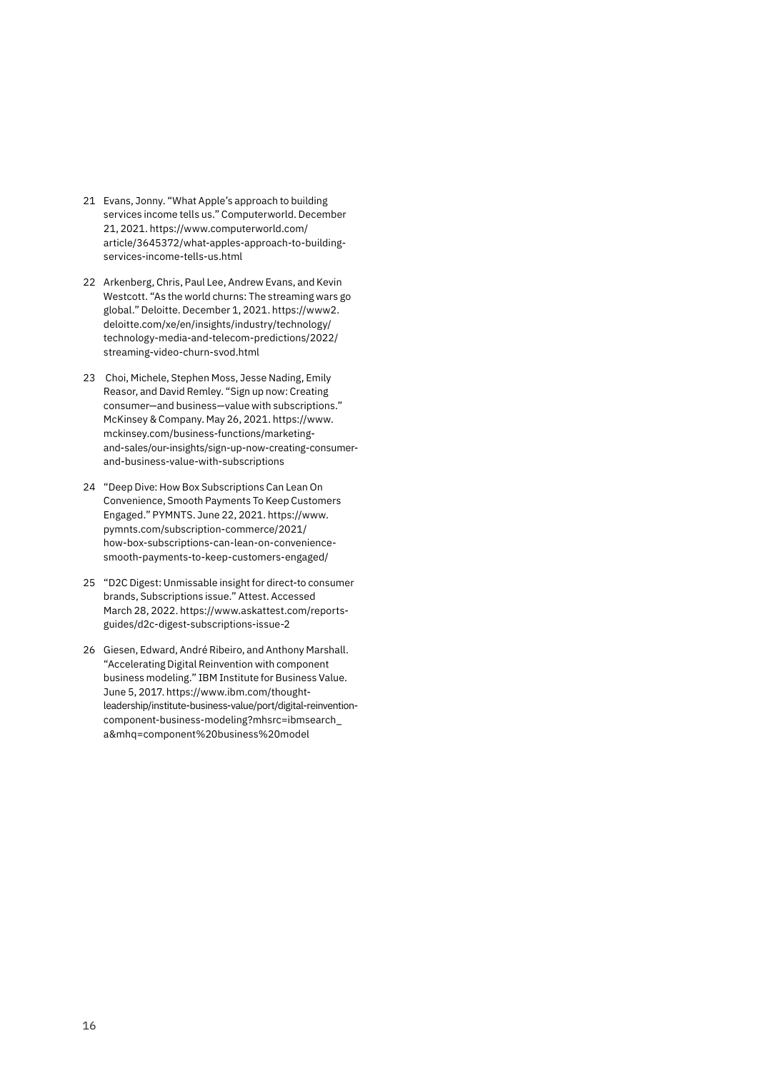21 Evans, Jonny. "What Apple's approach to building services income tells us." Computerworld. December 21, 2021. https://www.computerworld.com/article/3645372/what-apples-approach-to-building-services-income-tells-us.html

22 Arkenberg, Chris, Paul Lee, Andrew Evans, and Kevin Westcott. "As the world churns: The streaming wars go global." Deloitte. December 1, 2021. https://www2.deloitte.com/xe/en/insights/industry/technology/technology-media-and-telecom-predictions/2022/streaming-video-churn-svod.html

23 Choi, Michele, Stephen Moss, Jesse Nading, Emily Reasor, and David Remley. "Sign up now: Creating consumer—and business—value with subscriptions." McKinsey & Company. May 26, 2021. https://www.mckinsey.com/business-functions/marketing-and-sales/our-insights/sign-up-now-creating-consumer-and-business-value-with-subscriptions

24 "Deep Dive: How Box Subscriptions Can Lean On Convenience, Smooth Payments To Keep Customers Engaged." PYMNTS. June 22, 2021. https://www.pymnts.com/subscription-commerce/2021/how-box-subscriptions-can-lean-on-convenience-smooth-payments-to-keep-customers-engaged/

25 "D2C Digest: Unmissable insight for direct-to consumer brands, Subscriptions issue." Attest. Accessed March 28, 2022. https://www.askattest.com/reports-guides/d2c-digest-subscriptions-issue-2

26 Giesen, Edward, André Ribeiro, and Anthony Marshall. "Accelerating Digital Reinvention with component business modeling." IBM Institute for Business Value. June 5, 2017. https://www.ibm.com/thought-leadership/institute-business-value/port/digital-reinvention-component-business-modeling?mhsrc=ibmsearch_a&mhq=component%20business%20model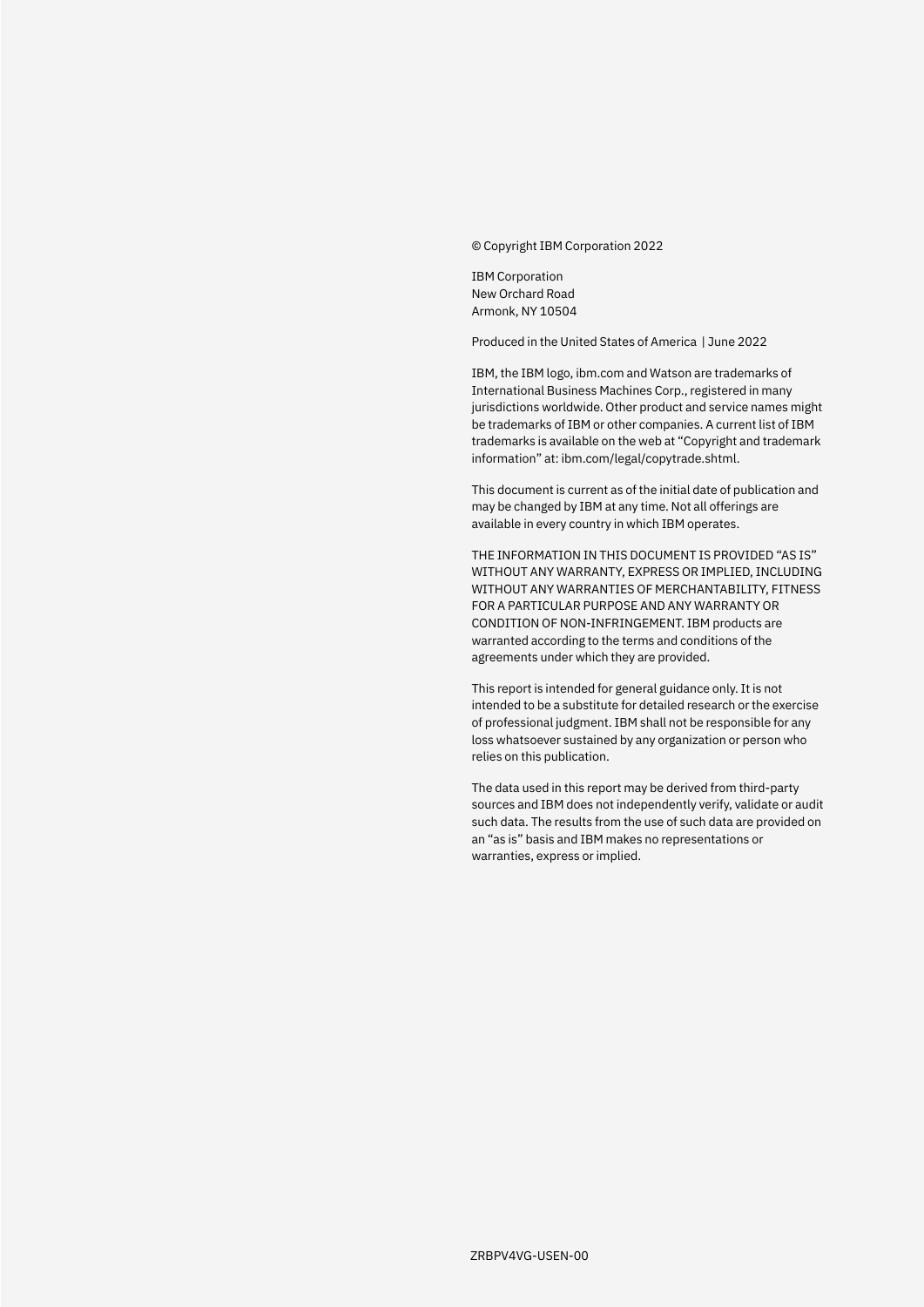© Copyright IBM Corporation 2022

IBM Corporation
New Orchard Road
Armonk, NY 10504

Produced in the United States of America | June 2022

IBM, the IBM logo, ibm.com and Watson are trademarks of International Business Machines Corp., registered in many jurisdictions worldwide. Other product and service names might be trademarks of IBM or other companies. A current list of IBM trademarks is available on the web at "Copyright and trademark information" at: ibm.com/legal/copytrade.shtml.

This document is current as of the initial date of publication and may be changed by IBM at any time. Not all offerings are available in every country in which IBM operates.

THE INFORMATION IN THIS DOCUMENT IS PROVIDED "AS IS" WITHOUT ANY WARRANTY, EXPRESS OR IMPLIED, INCLUDING WITHOUT ANY WARRANTIES OF MERCHANTABILITY, FITNESS FOR A PARTICULAR PURPOSE AND ANY WARRANTY OR CONDITION OF NON-INFRINGEMENT. IBM products are warranted according to the terms and conditions of the agreements under which they are provided.

This report is intended for general guidance only. It is not intended to be a substitute for detailed research or the exercise of professional judgment. IBM shall not be responsible for any loss whatsoever sustained by any organization or person who relies on this publication.

The data used in this report may be derived from third-party sources and IBM does not independently verify, validate or audit such data. The results from the use of such data are provided on an "as is" basis and IBM makes no representations or warranties, express or implied.

ZRBPV4VG-USEN-00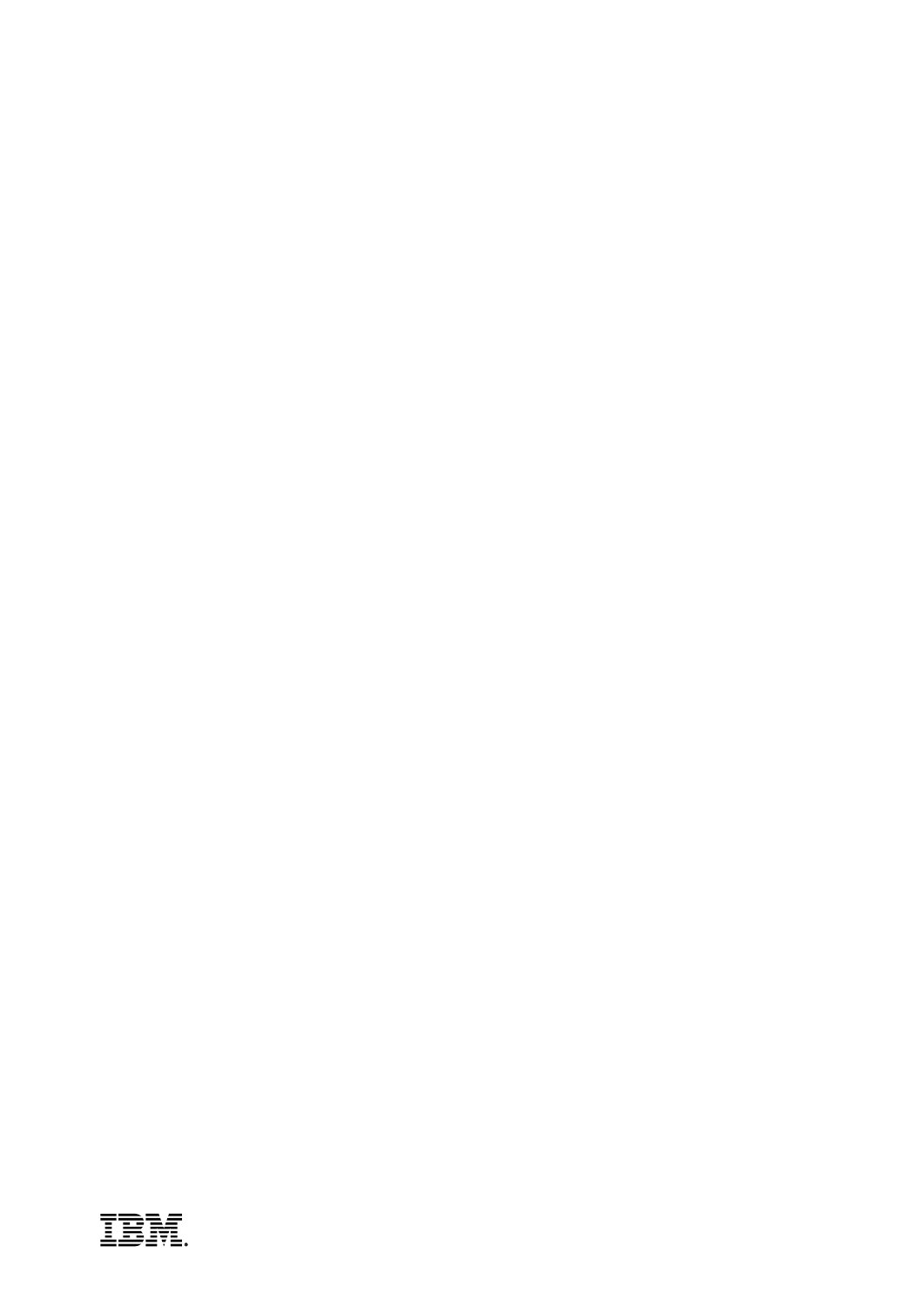IBM®